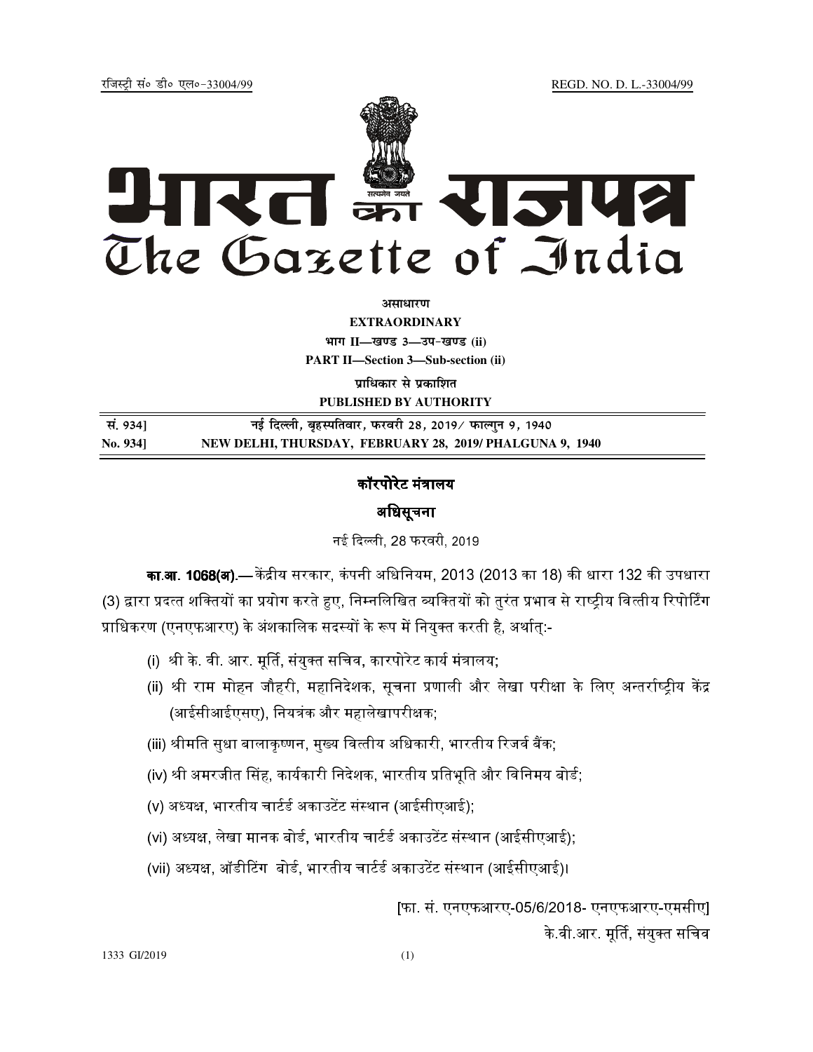रजिस्ट्री सं० डी० एल०-33004/99 REGD. NO. D. L.-33004/99

# भारत का राजपत्र
# The Gazette of India

असाधारण

**EXTRAORDINARY**

भाग II—खण्ड 3—उप-खण्ड (ii)

**PART II—Section 3—Sub-section (ii)**

प्राधिकार से प्रकाशित

**PUBLISHED BY AUTHORITY**

| | |
|---|---|
| सं. 934] | नई दिल्ली, बृहस्पतिवार, फरवरी 28, 2019/ फाल्गुन 9, 1940 |
| **No. 934]** | **NEW DELHI, THURSDAY, FEBRUARY 28, 2019/ PHALGUNA 9, 1940** |

## कॉरपोरेट मंत्रालय

## अधिसूचना

नई दिल्ली, 28 फरवरी, 2019

**का.आ. 1068(अ).**— केंद्रीय सरकार, कंपनी अधिनियम, 2013 (2013 का 18) की धारा 132 की उपधारा (3) द्वारा प्रदत्त शक्तियों का प्रयोग करते हुए, निम्नलिखित व्यक्तियों को तुरंत प्रभाव से राष्ट्रीय वित्तीय रिपोर्टिंग प्राधिकरण (एनएफआरए) के अंशकालिक सदस्यों के रूप में नियुक्त करती है, अर्थात्:-

(i) श्री के. वी. आर. मूर्ति, संयुक्त सचिव, कारपोरेट कार्य मंत्रालय;

(ii) श्री राम मोहन जौहरी, महानिदेशक, सूचना प्रणाली और लेखा परीक्षा के लिए अन्तर्राष्ट्रीय केंद्र (आईसीआईएसए), नियत्रंक और महालेखापरीक्षक;

(iii) श्रीमति सुधा बालाकृष्णन, मुख्य वित्तीय अधिकारी, भारतीय रिजर्व बैंक;

(iv) श्री अमरजीत सिंह, कार्यकारी निदेशक, भारतीय प्रतिभूति और विनिमय बोर्ड;

(v) अध्यक्ष, भारतीय चार्टर्ड अकाउटेंट संस्थान (आईसीएआई);

(vi) अध्यक्ष, लेखा मानक बोर्ड, भारतीय चार्टर्ड अकाउटेंट संस्थान (आईसीएआई);

(vii) अध्यक्ष, ऑडीटिंग बोर्ड, भारतीय चार्टर्ड अकाउटेंट संस्थान (आईसीएआई)।

[फा. सं. एनएफआरए-05/6/2018- एनएफआरए-एमसीए]

के.वी.आर. मूर्ति, संयुक्त सचिव

1333 GI/2019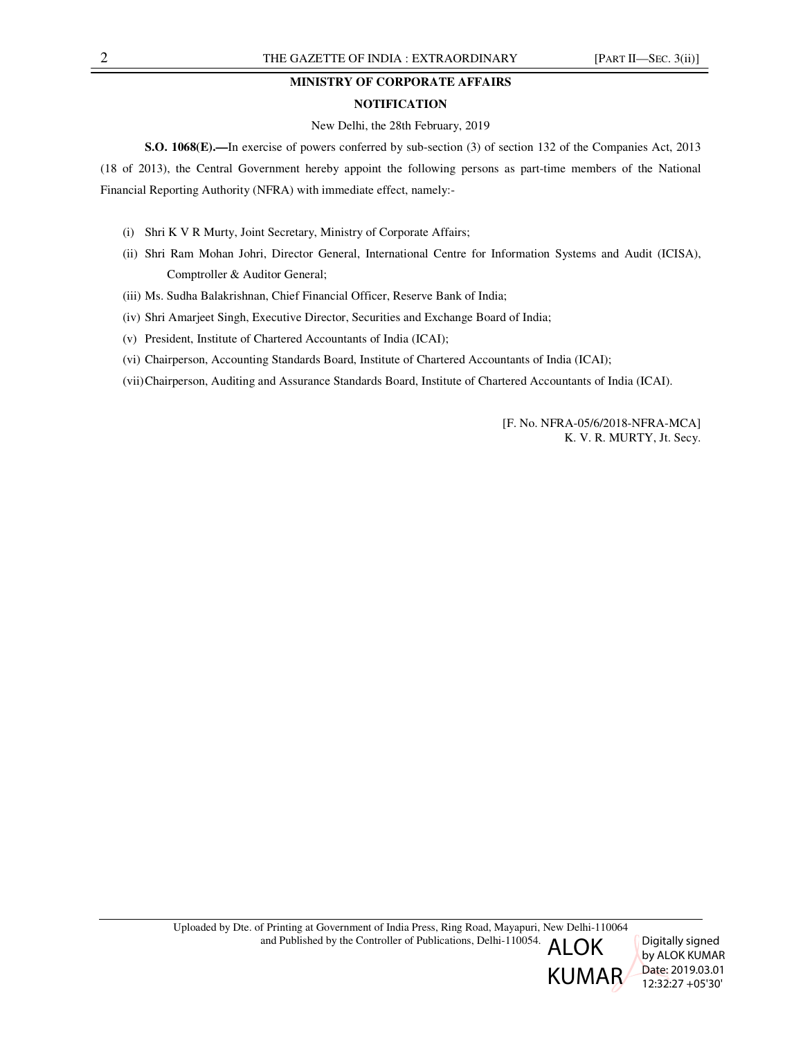## MINISTRY OF CORPORATE AFFAIRS

### NOTIFICATION

New Delhi, the 28th February, 2019

**S.O. 1068(E).—**In exercise of powers conferred by sub-section (3) of section 132 of the Companies Act, 2013 (18 of 2013), the Central Government hereby appoint the following persons as part-time members of the National Financial Reporting Authority (NFRA) with immediate effect, namely:-

(i) Shri K V R Murty, Joint Secretary, Ministry of Corporate Affairs;

(ii) Shri Ram Mohan Johri, Director General, International Centre for Information Systems and Audit (ICISA), Comptroller & Auditor General;

(iii) Ms. Sudha Balakrishnan, Chief Financial Officer, Reserve Bank of India;

(iv) Shri Amarjeet Singh, Executive Director, Securities and Exchange Board of India;

(v) President, Institute of Chartered Accountants of India (ICAI);

(vi) Chairperson, Accounting Standards Board, Institute of Chartered Accountants of India (ICAI);

(vii) Chairperson, Auditing and Assurance Standards Board, Institute of Chartered Accountants of India (ICAI).

[F. No. NFRA-05/6/2018-NFRA-MCA]
K. V. R. MURTY, Jt. Secy.

Uploaded by Dte. of Printing at Government of India Press, Ring Road, Mayapuri, New Delhi-110064 and Published by the Controller of Publications, Delhi-110054.

ALOK KUMAR
Digitally signed by ALOK KUMAR
Date: 2019.03.01 12:32:27 +05'30'